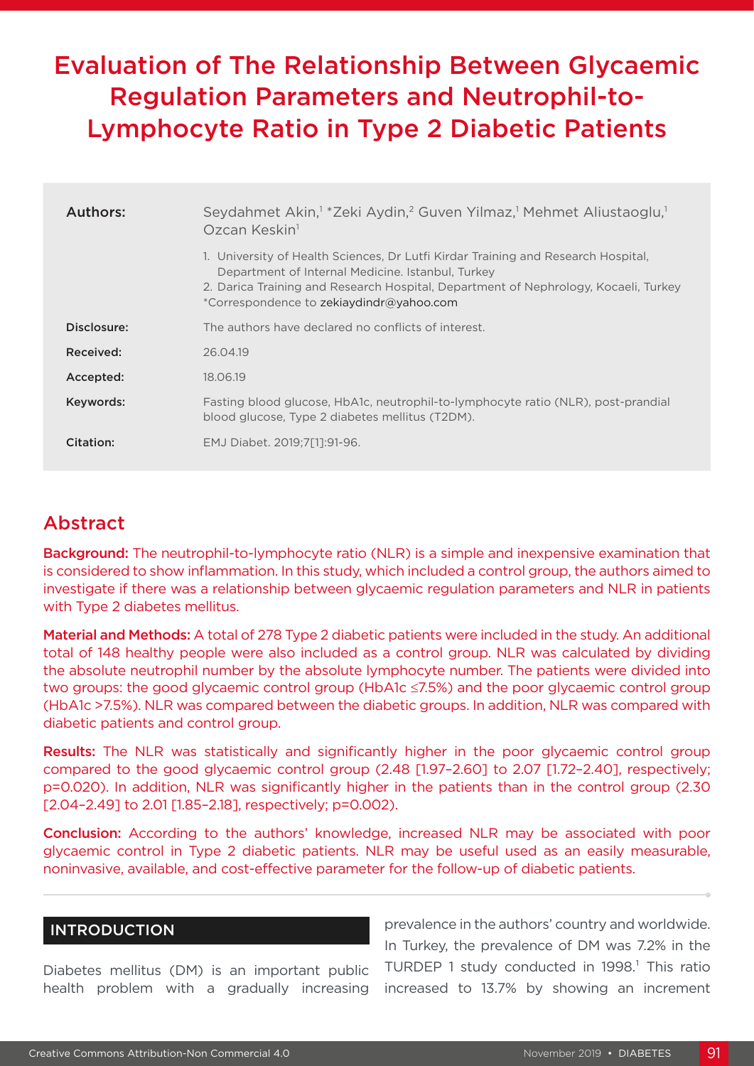# Evaluation of The Relationship Between Glycaemic Regulation Parameters and Neutrophil-to-Lymphocyte Ratio in Type 2 Diabetic Patients

| | |
|---|---|
| **Authors:** | Seydahmet Akin,[1] *Zeki Aydin,[2] Guven Yilmaz,[1] Mehmet Aliustaoglu,[1] Ozcan Keskin[1] |
| | 1. University of Health Sciences, Dr Lutfi Kirdar Training and Research Hospital, Department of Internal Medicine. Istanbul, Turkey<br>2. Darica Training and Research Hospital, Department of Nephrology, Kocaeli, Turkey<br>*Correspondence to zekiaydindr@yahoo.com |
| **Disclosure:** | The authors have declared no conflicts of interest. |
| **Received:** | 26.04.19 |
| **Accepted:** | 18.06.19 |
| **Keywords:** | Fasting blood glucose, HbA1c, neutrophil-to-lymphocyte ratio (NLR), post-prandial blood glucose, Type 2 diabetes mellitus (T2DM). |
| **Citation:** | EMJ Diabet. 2019;7[1]:91-96. |

## Abstract

**Background:** The neutrophil-to-lymphocyte ratio (NLR) is a simple and inexpensive examination that is considered to show inflammation. In this study, which included a control group, the authors aimed to investigate if there was a relationship between glycaemic regulation parameters and NLR in patients with Type 2 diabetes mellitus.

**Material and Methods:** A total of 278 Type 2 diabetic patients were included in the study. An additional total of 148 healthy people were also included as a control group. NLR was calculated by dividing the absolute neutrophil number by the absolute lymphocyte number. The patients were divided into two groups: the good glycaemic control group (HbA1c ≤7.5%) and the poor glycaemic control group (HbA1c >7.5%). NLR was compared between the diabetic groups. In addition, NLR was compared with diabetic patients and control group.

**Results:** The NLR was statistically and significantly higher in the poor glycaemic control group compared to the good glycaemic control group (2.48 [1.97–2.60] to 2.07 [1.72–2.40], respectively; p=0.020). In addition, NLR was significantly higher in the patients than in the control group (2.30 [2.04–2.49] to 2.01 [1.85–2.18], respectively; p=0.002).

**Conclusion:** According to the authors' knowledge, increased NLR may be associated with poor glycaemic control in Type 2 diabetic patients. NLR may be useful used as an easily measurable, noninvasive, available, and cost-effective parameter for the follow-up of diabetic patients.

## INTRODUCTION

Diabetes mellitus (DM) is an important public health problem with a gradually increasing prevalence in the authors' country and worldwide. In Turkey, the prevalence of DM was 7.2% in the TURDEP 1 study conducted in 1998.[1] This ratio increased to 13.7% by showing an increment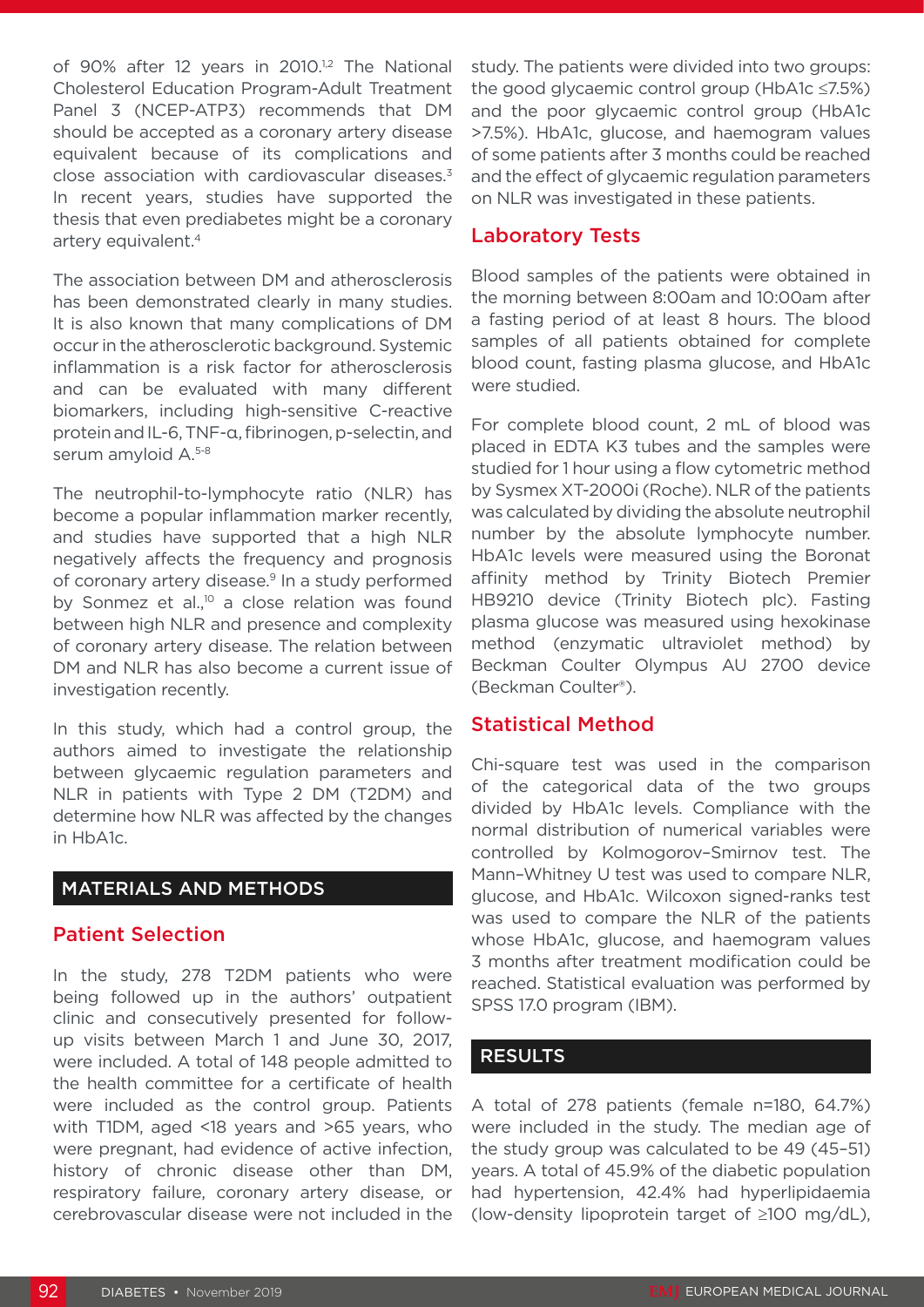of 90% after 12 years in 2010.[1,2] The National Cholesterol Education Program-Adult Treatment Panel 3 (NCEP-ATP3) recommends that DM should be accepted as a coronary artery disease equivalent because of its complications and close association with cardiovascular diseases.[3] In recent years, studies have supported the thesis that even prediabetes might be a coronary artery equivalent.[4]

The association between DM and atherosclerosis has been demonstrated clearly in many studies. It is also known that many complications of DM occur in the atherosclerotic background. Systemic inflammation is a risk factor for atherosclerosis and can be evaluated with many different biomarkers, including high-sensitive C-reactive protein and IL-6, TNF-α, fibrinogen, p-selectin, and serum amyloid A.[5-8]

The neutrophil-to-lymphocyte ratio (NLR) has become a popular inflammation marker recently, and studies have supported that a high NLR negatively affects the frequency and prognosis of coronary artery disease.[9] In a study performed by Sonmez et al.,[10] a close relation was found between high NLR and presence and complexity of coronary artery disease. The relation between DM and NLR has also become a current issue of investigation recently.

In this study, which had a control group, the authors aimed to investigate the relationship between glycaemic regulation parameters and NLR in patients with Type 2 DM (T2DM) and determine how NLR was affected by the changes in HbA1c.

## MATERIALS AND METHODS

### Patient Selection

In the study, 278 T2DM patients who were being followed up in the authors' outpatient clinic and consecutively presented for follow-up visits between March 1 and June 30, 2017, were included. A total of 148 people admitted to the health committee for a certificate of health were included as the control group. Patients with T1DM, aged <18 years and >65 years, who were pregnant, had evidence of active infection, history of chronic disease other than DM, respiratory failure, coronary artery disease, or cerebrovascular disease were not included in the study. The patients were divided into two groups: the good glycaemic control group (HbA1c ≤7.5%) and the poor glycaemic control group (HbA1c >7.5%). HbA1c, glucose, and haemogram values of some patients after 3 months could be reached and the effect of glycaemic regulation parameters on NLR was investigated in these patients.

### Laboratory Tests

Blood samples of the patients were obtained in the morning between 8:00am and 10:00am after a fasting period of at least 8 hours. The blood samples of all patients obtained for complete blood count, fasting plasma glucose, and HbA1c were studied.

For complete blood count, 2 mL of blood was placed in EDTA K3 tubes and the samples were studied for 1 hour using a flow cytometric method by Sysmex XT-2000i (Roche). NLR of the patients was calculated by dividing the absolute neutrophil number by the absolute lymphocyte number. HbA1c levels were measured using the Boronat affinity method by Trinity Biotech Premier HB9210 device (Trinity Biotech plc). Fasting plasma glucose was measured using hexokinase method (enzymatic ultraviolet method) by Beckman Coulter Olympus AU 2700 device (Beckman Coulter®).

### Statistical Method

Chi-square test was used in the comparison of the categorical data of the two groups divided by HbA1c levels. Compliance with the normal distribution of numerical variables were controlled by Kolmogorov–Smirnov test. The Mann–Whitney U test was used to compare NLR, glucose, and HbA1c. Wilcoxon signed-ranks test was used to compare the NLR of the patients whose HbA1c, glucose, and haemogram values 3 months after treatment modification could be reached. Statistical evaluation was performed by SPSS 17.0 program (IBM).

## RESULTS

A total of 278 patients (female n=180, 64.7%) were included in the study. The median age of the study group was calculated to be 49 (45–51) years. A total of 45.9% of the diabetic population had hypertension, 42.4% had hyperlipidaemia (low-density lipoprotein target of ≥100 mg/dL),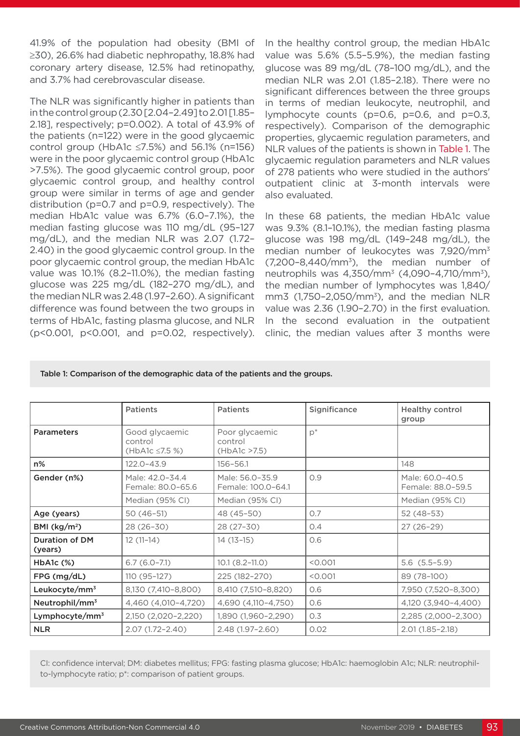41.9% of the population had obesity (BMI of ≥30), 26.6% had diabetic nephropathy, 18.8% had coronary artery disease, 12.5% had retinopathy, and 3.7% had cerebrovascular disease.

The NLR was significantly higher in patients than in the control group (2.30 [2.04–2.49] to 2.01 [1.85–2.18], respectively; p=0.002). A total of 43.9% of the patients (n=122) were in the good glycaemic control group (HbA1c ≤7.5%) and 56.1% (n=156) were in the poor glycaemic control group (HbA1c >7.5%). The good glycaemic control group, poor glycaemic control group, and healthy control group were similar in terms of age and gender distribution (p=0.7 and p=0.9, respectively). The median HbA1c value was 6.7% (6.0–7.1%), the median fasting glucose was 110 mg/dL (95–127 mg/dL), and the median NLR was 2.07 (1.72–2.40) in the good glycaemic control group. In the poor glycaemic control group, the median HbA1c value was 10.1% (8.2–11.0%), the median fasting glucose was 225 mg/dL (182–270 mg/dL), and the median NLR was 2.48 (1.97–2.60). A significant difference was found between the two groups in terms of HbA1c, fasting plasma glucose, and NLR (p<0.001, p<0.001, and p=0.02, respectively). In the healthy control group, the median HbA1c value was 5.6% (5.5–5.9%), the median fasting glucose was 89 mg/dL (78–100 mg/dL), and the median NLR was 2.01 (1.85–2.18). There were no significant differences between the three groups in terms of median leukocyte, neutrophil, and lymphocyte counts (p=0.6, p=0.6, and p=0.3, respectively). Comparison of the demographic properties, glycaemic regulation parameters, and NLR values of the patients is shown in Table 1. The glycaemic regulation parameters and NLR values of 278 patients who were studied in the authors' outpatient clinic at 3-month intervals were also evaluated.

In these 68 patients, the median HbA1c value was 9.3% (8.1–10.1%), the median fasting plasma glucose was 198 mg/dL (149–248 mg/dL), the median number of leukocytes was 7,920/mm$^3$ (7,200–8,440/mm$^3$), the median number of neutrophils was 4,350/mm$^3$ (4,090–4,710/mm$^3$), the median number of lymphocytes was 1,840/mm3 (1,750–2,050/mm$^3$), and the median NLR value was 2.36 (1.90–2.70) in the first evaluation. In the second evaluation in the outpatient clinic, the median values after 3 months were

Table 1: Comparison of the demographic data of the patients and the groups.

| | Patients | Patients | Significance | Healthy control group |
|---|---|---|---|---|
| **Parameters** | Good glycaemic control (HbA1c ≤7.5 %) | Poor glycaemic control (HbA1c >7.5) | p* | |
| **n%** | 122.0–43.9 | 156–56.1 | | 148 |
| **Gender (n%)** | Male: 42.0–34.4<br>Female: 80.0–65.6 | Male: 56.0–35.9<br>Female: 100.0–64.1 | 0.9 | Male: 60.0–40.5<br>Female: 88.0–59.5 |
| | Median (95% CI) | Median (95% CI) | | Median (95% CI) |
| **Age (years)** | 50 (46–51) | 48 (45–50) | 0.7 | 52 (48–53) |
| **BMI (kg/m$^2$)** | 28 (26–30) | 28 (27–30) | 0.4 | 27 (26–29) |
| **Duration of DM (years)** | 12 (11–14) | 14 (13–15) | 0.6 | |
| **HbA1c (%)** | 6.7 (6.0–7.1) | 10.1 (8.2–11.0) | <0.001 | 5.6 (5.5–5.9) |
| **FPG (mg/dL)** | 110 (95–127) | 225 (182–270) | <0.001 | 89 (78–100) |
| **Leukocyte/mm$^3$** | 8,130 (7,410–8,800) | 8,410 (7,510–8,820) | 0.6 | 7,950 (7,520–8,300) |
| **Neutrophil/mm$^3$** | 4,460 (4,010–4,720) | 4,690 (4,110–4,750) | 0.6 | 4,120 (3,940–4,400) |
| **Lymphocyte/mm$^3$** | 2,150 (2,020–2,220) | 1,890 (1,960–2,290) | 0.3 | 2,285 (2,000–2,300) |
| **NLR** | 2.07 (1.72–2.40) | 2.48 (1.97–2.60) | 0.02 | 2.01 (1.85–2.18) |

CI: confidence interval; DM: diabetes mellitus; FPG: fasting plasma glucose; HbA1c: haemoglobin A1c; NLR: neutrophil-to-lymphocyte ratio; p*: comparison of patient groups.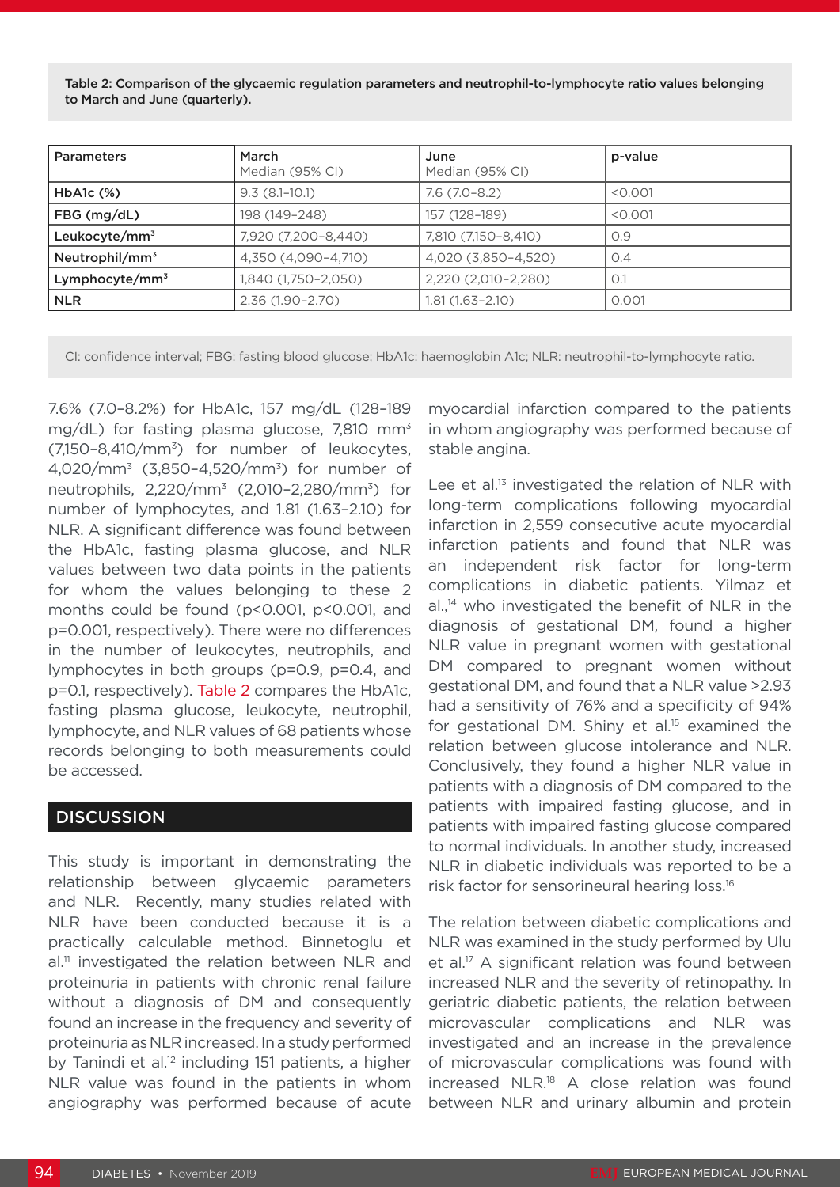Table 2: Comparison of the glycaemic regulation parameters and neutrophil-to-lymphocyte ratio values belonging to March and June (quarterly).

| Parameters | March Median (95% CI) | June Median (95% CI) | p-value |
|---|---|---|---|
| HbA1c (%) | 9.3 (8.1–10.1) | 7.6 (7.0–8.2) | <0.001 |
| FBG (mg/dL) | 198 (149–248) | 157 (128–189) | <0.001 |
| Leukocyte/mm$^3$ | 7,920 (7,200–8,440) | 7,810 (7,150–8,410) | 0.9 |
| Neutrophil/mm$^3$ | 4,350 (4,090–4,710) | 4,020 (3,850–4,520) | 0.4 |
| Lymphocyte/mm$^3$ | 1,840 (1,750–2,050) | 2,220 (2,010–2,280) | 0.1 |
| NLR | 2.36 (1.90–2.70) | 1.81 (1.63–2.10) | 0.001 |

CI: confidence interval; FBG: fasting blood glucose; HbA1c: haemoglobin A1c; NLR: neutrophil-to-lymphocyte ratio.

7.6% (7.0–8.2%) for HbA1c, 157 mg/dL (128–189 mg/dL) for fasting plasma glucose, 7,810 mm$^3$ (7,150–8,410/mm$^3$) for number of leukocytes, 4,020/mm$^3$ (3,850–4,520/mm$^3$) for number of neutrophils, 2,220/mm$^3$ (2,010–2,280/mm$^3$) for number of lymphocytes, and 1.81 (1.63–2.10) for NLR. A significant difference was found between the HbA1c, fasting plasma glucose, and NLR values between two data points in the patients for whom the values belonging to these 2 months could be found ($p<0.001$, $p<0.001$, and $p=0.001$, respectively). There were no differences in the number of leukocytes, neutrophils, and lymphocytes in both groups ($p=0.9$, $p=0.4$, and $p=0.1$, respectively). Table 2 compares the HbA1c, fasting plasma glucose, leukocyte, neutrophil, lymphocyte, and NLR values of 68 patients whose records belonging to both measurements could be accessed.

## DISCUSSION

This study is important in demonstrating the relationship between glycaemic parameters and NLR. Recently, many studies related with NLR have been conducted because it is a practically calculable method. Binnetoglu et al.[11] investigated the relation between NLR and proteinuria in patients with chronic renal failure without a diagnosis of DM and consequently found an increase in the frequency and severity of proteinuria as NLR increased. In a study performed by Tanindi et al.[12] including 151 patients, a higher NLR value was found in the patients in whom angiography was performed because of acute myocardial infarction compared to the patients in whom angiography was performed because of stable angina.

Lee et al.[13] investigated the relation of NLR with long-term complications following myocardial infarction in 2,559 consecutive acute myocardial infarction patients and found that NLR was an independent risk factor for long-term complications in diabetic patients. Yilmaz et al.,[14] who investigated the benefit of NLR in the diagnosis of gestational DM, found a higher NLR value in pregnant women with gestational DM compared to pregnant women without gestational DM, and found that a NLR value >2.93 had a sensitivity of 76% and a specificity of 94% for gestational DM. Shiny et al.[15] examined the relation between glucose intolerance and NLR. Conclusively, they found a higher NLR value in patients with a diagnosis of DM compared to the patients with impaired fasting glucose, and in patients with impaired fasting glucose compared to normal individuals. In another study, increased NLR in diabetic individuals was reported to be a risk factor for sensorineural hearing loss.[16]

The relation between diabetic complications and NLR was examined in the study performed by Ulu et al.[17] A significant relation was found between increased NLR and the severity of retinopathy. In geriatric diabetic patients, the relation between microvascular complications and NLR was investigated and an increase in the prevalence of microvascular complications was found with increased NLR.[18] A close relation was found between NLR and urinary albumin and protein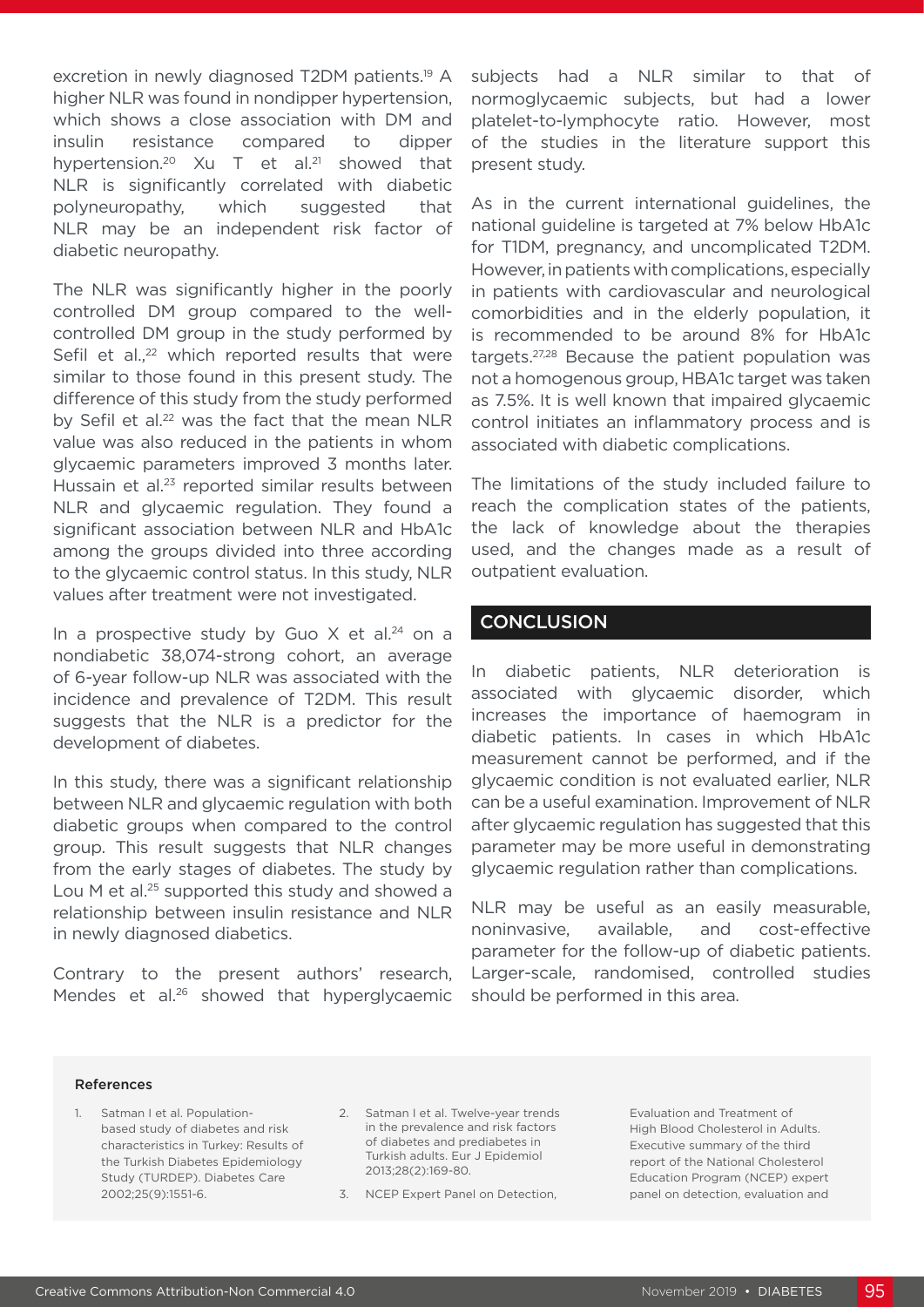excretion in newly diagnosed T2DM patients.[19] A higher NLR was found in nondipper hypertension, which shows a close association with DM and insulin resistance compared to dipper hypertension.[20] Xu T et al.[21] showed that NLR is significantly correlated with diabetic polyneuropathy, which suggested that NLR may be an independent risk factor of diabetic neuropathy.

The NLR was significantly higher in the poorly controlled DM group compared to the well-controlled DM group in the study performed by Sefil et al.,[22] which reported results that were similar to those found in this present study. The difference of this study from the study performed by Sefil et al.[22] was the fact that the mean NLR value was also reduced in the patients in whom glycaemic parameters improved 3 months later. Hussain et al.[23] reported similar results between NLR and glycaemic regulation. They found a significant association between NLR and HbA1c among the groups divided into three according to the glycaemic control status. In this study, NLR values after treatment were not investigated.

In a prospective study by Guo X et al.[24] on a nondiabetic 38,074-strong cohort, an average of 6-year follow-up NLR was associated with the incidence and prevalence of T2DM. This result suggests that the NLR is a predictor for the development of diabetes.

In this study, there was a significant relationship between NLR and glycaemic regulation with both diabetic groups when compared to the control group. This result suggests that NLR changes from the early stages of diabetes. The study by Lou M et al.[25] supported this study and showed a relationship between insulin resistance and NLR in newly diagnosed diabetics.

Contrary to the present authors' research, Mendes et al.[26] showed that hyperglycaemic subjects had a NLR similar to that of normoglycaemic subjects, but had a lower platelet-to-lymphocyte ratio. However, most of the studies in the literature support this present study.

As in the current international guidelines, the national guideline is targeted at 7% below HbA1c for T1DM, pregnancy, and uncomplicated T2DM. However, in patients with complications, especially in patients with cardiovascular and neurological comorbidities and in the elderly population, it is recommended to be around 8% for HbA1c targets.[27,28] Because the patient population was not a homogenous group, HBA1c target was taken as 7.5%. It is well known that impaired glycaemic control initiates an inflammatory process and is associated with diabetic complications.

The limitations of the study included failure to reach the complication states of the patients, the lack of knowledge about the therapies used, and the changes made as a result of outpatient evaluation.

## CONCLUSION

In diabetic patients, NLR deterioration is associated with glycaemic disorder, which increases the importance of haemogram in diabetic patients. In cases in which HbA1c measurement cannot be performed, and if the glycaemic condition is not evaluated earlier, NLR can be a useful examination. Improvement of NLR after glycaemic regulation has suggested that this parameter may be more useful in demonstrating glycaemic regulation rather than complications.

NLR may be useful as an easily measurable, noninvasive, available, and cost-effective parameter for the follow-up of diabetic patients. Larger-scale, randomised, controlled studies should be performed in this area.

### References

1. Satman I et al. Population-based study of diabetes and risk characteristics in Turkey: Results of the Turkish Diabetes Epidemiology Study (TURDEP). Diabetes Care 2002;25(9):1551-6.
2. Satman I et al. Twelve-year trends in the prevalence and risk factors of diabetes and prediabetes in Turkish adults. Eur J Epidemiol 2013;28(2):169-80.
3. NCEP Expert Panel on Detection, Evaluation and Treatment of High Blood Cholesterol in Adults. Executive summary of the third report of the National Cholesterol Education Program (NCEP) expert panel on detection, evaluation and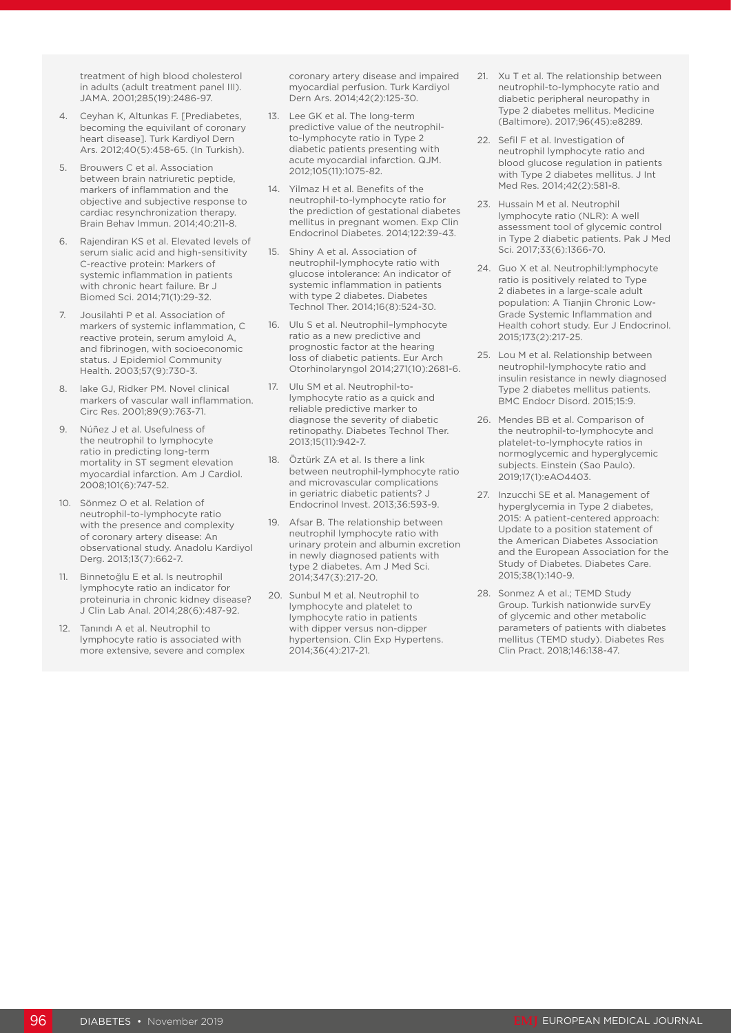treatment of high blood cholesterol in adults (adult treatment panel III). JAMA. 2001;285(19):2486-97.

4. Ceyhan K, Altunkas F. [Prediabetes, becoming the equivilant of coronary heart disease]. Turk Kardiyol Dern Ars. 2012;40(5):458-65. (In Turkish).
5. Brouwers C et al. Association between brain natriuretic peptide, markers of inflammation and the objective and subjective response to cardiac resynchronization therapy. Brain Behav Immun. 2014;40:211-8.
6. Rajendiran KS et al. Elevated levels of serum sialic acid and high-sensitivity C-reactive protein: Markers of systemic inflammation in patients with chronic heart failure. Br J Biomed Sci. 2014;71(1):29-32.
7. Jousilahti P et al. Association of markers of systemic inflammation, C reactive protein, serum amyloid A, and fibrinogen, with socioeconomic status. J Epidemiol Community Health. 2003;57(9):730-3.
8. lake GJ, Ridker PM. Novel clinical markers of vascular wall inflammation. Circ Res. 2001;89(9):763-71.
9. Núñez J et al. Usefulness of the neutrophil to lymphocyte ratio in predicting long-term mortality in ST segment elevation myocardial infarction. Am J Cardiol. 2008;101(6):747-52.
10. Sönmez O et al. Relation of neutrophil-to-lymphocyte ratio with the presence and complexity of coronary artery disease: An observational study. Anadolu Kardiyol Derg. 2013;13(7):662-7.
11. Binnetoğlu E et al. Is neutrophil lymphocyte ratio an indicator for proteinuria in chronic kidney disease? J Clin Lab Anal. 2014;28(6):487-92.
12. Tanındı A et al. Neutrophil to lymphocyte ratio is associated with more extensive, severe and complex coronary artery disease and impaired myocardial perfusion. Turk Kardiyol Dern Ars. 2014;42(2):125-30.
13. Lee GK et al. The long-term predictive value of the neutrophil-to-lymphocyte ratio in Type 2 diabetic patients presenting with acute myocardial infarction. QJM. 2012;105(11):1075-82.
14. Yilmaz H et al. Benefits of the neutrophil-to-lymphocyte ratio for the prediction of gestational diabetes mellitus in pregnant women. Exp Clin Endocrinol Diabetes. 2014;122:39-43.
15. Shiny A et al. Association of neutrophil-lymphocyte ratio with glucose intolerance: An indicator of systemic inflammation in patients with type 2 diabetes. Diabetes Technol Ther. 2014;16(8):524-30.
16. Ulu S et al. Neutrophil–lymphocyte ratio as a new predictive and prognostic factor at the hearing loss of diabetic patients. Eur Arch Otorhinolaryngol 2014;271(10):2681-6.
17. Ulu SM et al. Neutrophil-to-lymphocyte ratio as a quick and reliable predictive marker to diagnose the severity of diabetic retinopathy. Diabetes Technol Ther. 2013;15(11):942-7.
18. Öztürk ZA et al. Is there a link between neutrophil-lymphocyte ratio and microvascular complications in geriatric diabetic patients? J Endocrinol Invest. 2013;36:593-9.
19. Afsar B. The relationship between neutrophil lymphocyte ratio with urinary protein and albumin excretion in newly diagnosed patients with type 2 diabetes. Am J Med Sci. 2014;347(3):217-20.
20. Sunbul M et al. Neutrophil to lymphocyte and platelet to lymphocyte ratio in patients with dipper versus non-dipper hypertension. Clin Exp Hypertens. 2014;36(4):217-21.
21. Xu T et al. The relationship between neutrophil-to-lymphocyte ratio and diabetic peripheral neuropathy in Type 2 diabetes mellitus. Medicine (Baltimore). 2017;96(45):e8289.
22. Sefil F et al. Investigation of neutrophil lymphocyte ratio and blood glucose regulation in patients with Type 2 diabetes mellitus. J Int Med Res. 2014;42(2):581-8.
23. Hussain M et al. Neutrophil lymphocyte ratio (NLR): A well assessment tool of glycemic control in Type 2 diabetic patients. Pak J Med Sci. 2017;33(6):1366-70.
24. Guo X et al. Neutrophil:lymphocyte ratio is positively related to Type 2 diabetes in a large-scale adult population: A Tianjin Chronic Low-Grade Systemic Inflammation and Health cohort study. Eur J Endocrinol. 2015;173(2):217-25.
25. Lou M et al. Relationship between neutrophil-lymphocyte ratio and insulin resistance in newly diagnosed Type 2 diabetes mellitus patients. BMC Endocr Disord. 2015;15:9.
26. Mendes BB et al. Comparison of the neutrophil-to-lymphocyte and platelet-to-lymphocyte ratios in normoglycemic and hyperglycemic subjects. Einstein (Sao Paulo). 2019;17(1):eAO4403.
27. Inzucchi SE et al. Management of hyperglycemia in Type 2 diabetes, 2015: A patient-centered approach: Update to a position statement of the American Diabetes Association and the European Association for the Study of Diabetes. Diabetes Care. 2015;38(1):140-9.
28. Sonmez A et al.; TEMD Study Group. Turkish nationwide survEy of glycemic and other metabolic parameters of patients with diabetes mellitus (TEMD study). Diabetes Res Clin Pract. 2018;146:138-47.